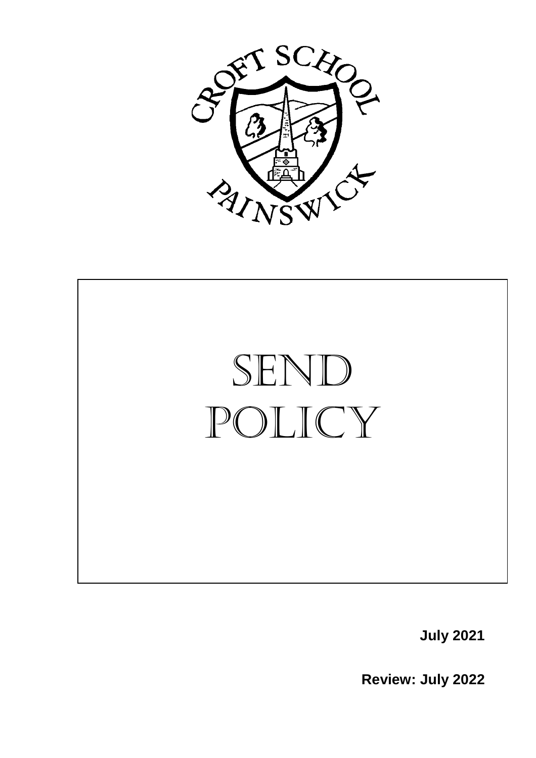CROFT SCHOOL

PAINSWICK

# SEND POLICY

**July 2021**

**Review: July 2022**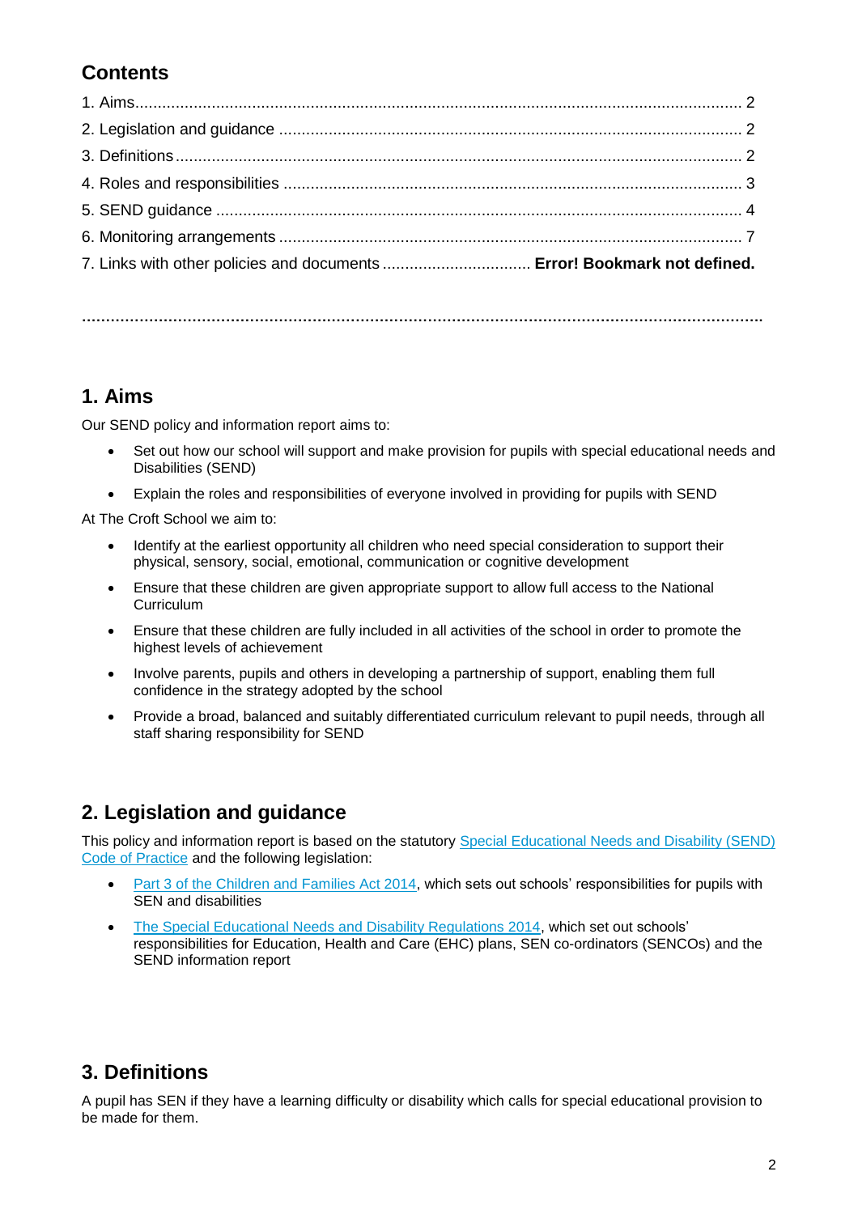## Contents

1. Aims.......................................................................................................................... 2
2. Legislation and guidance ...................................................................................... 2
3. Definitions............................................................................................................. 2
4. Roles and responsibilities ..................................................................................... 3
5. SEND guidance .................................................................................................... 4
6. Monitoring arrangements ...................................................................................... 7
7. Links with other policies and documents ................................. **Error! Bookmark not defined.**

**.........................................................................................................................................**

## 1. Aims

Our SEND policy and information report aims to:

- Set out how our school will support and make provision for pupils with special educational needs and Disabilities (SEND)
- Explain the roles and responsibilities of everyone involved in providing for pupils with SEND

At The Croft School we aim to:

- Identify at the earliest opportunity all children who need special consideration to support their physical, sensory, social, emotional, communication or cognitive development
- Ensure that these children are given appropriate support to allow full access to the National Curriculum
- Ensure that these children are fully included in all activities of the school in order to promote the highest levels of achievement
- Involve parents, pupils and others in developing a partnership of support, enabling them full confidence in the strategy adopted by the school
- Provide a broad, balanced and suitably differentiated curriculum relevant to pupil needs, through all staff sharing responsibility for SEND

## 2. Legislation and guidance

This policy and information report is based on the statutory Special Educational Needs and Disability (SEND) Code of Practice and the following legislation:

- Part 3 of the Children and Families Act 2014, which sets out schools' responsibilities for pupils with SEN and disabilities
- The Special Educational Needs and Disability Regulations 2014, which set out schools' responsibilities for Education, Health and Care (EHC) plans, SEN co-ordinators (SENCOs) and the SEND information report

## 3. Definitions

A pupil has SEN if they have a learning difficulty or disability which calls for special educational provision to be made for them.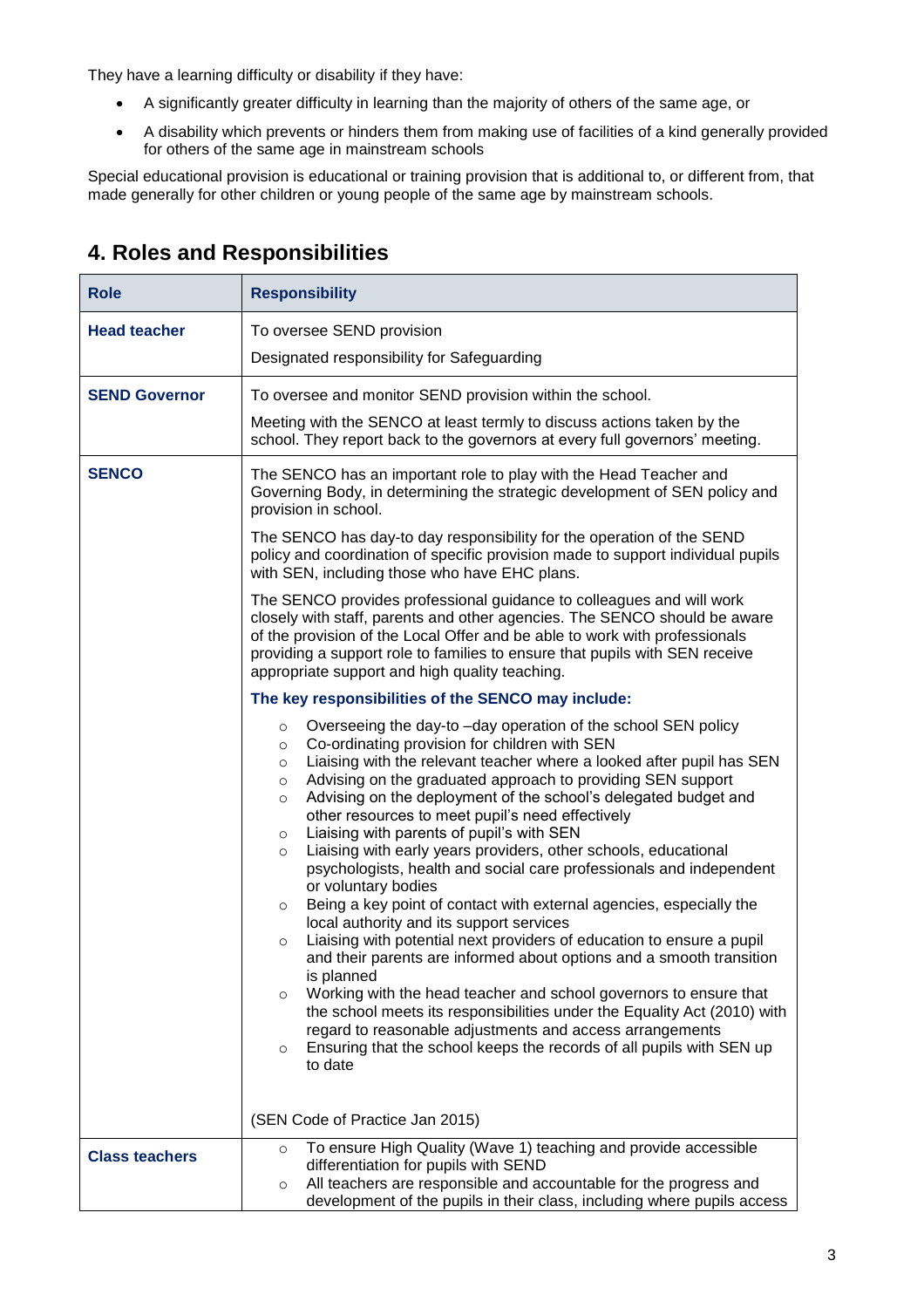They have a learning difficulty or disability if they have:

- A significantly greater difficulty in learning than the majority of others of the same age, or
- A disability which prevents or hinders them from making use of facilities of a kind generally provided for others of the same age in mainstream schools

Special educational provision is educational or training provision that is additional to, or different from, that made generally for other children or young people of the same age by mainstream schools.

## 4. Roles and Responsibilities

| Role | Responsibility |
|---|---|
| **Head teacher** | To oversee SEND provision<br><br>Designated responsibility for Safeguarding |
| **SEND Governor** | To oversee and monitor SEND provision within the school.<br><br>Meeting with the SENCO at least termly to discuss actions taken by the school. They report back to the governors at every full governors' meeting. |
| **SENCO** | The SENCO has an important role to play with the Head Teacher and Governing Body, in determining the strategic development of SEN policy and provision in school.<br><br>The SENCO has day-to day responsibility for the operation of the SEND policy and coordination of specific provision made to support individual pupils with SEN, including those who have EHC plans.<br><br>The SENCO provides professional guidance to colleagues and will work closely with staff, parents and other agencies. The SENCO should be aware of the provision of the Local Offer and be able to work with professionals providing a support role to families to ensure that pupils with SEN receive appropriate support and high quality teaching.<br><br>**The key responsibilities of the SENCO may include:**<br><br>○ Overseeing the day-to –day operation of the school SEN policy<br>○ Co-ordinating provision for children with SEN<br>○ Liaising with the relevant teacher where a looked after pupil has SEN<br>○ Advising on the graduated approach to providing SEN support<br>○ Advising on the deployment of the school's delegated budget and other resources to meet pupil's need effectively<br>○ Liaising with parents of pupil's with SEN<br>○ Liaising with early years providers, other schools, educational psychologists, health and social care professionals and independent or voluntary bodies<br>○ Being a key point of contact with external agencies, especially the local authority and its support services<br>○ Liaising with potential next providers of education to ensure a pupil and their parents are informed about options and a smooth transition is planned<br>○ Working with the head teacher and school governors to ensure that the school meets its responsibilities under the Equality Act (2010) with regard to reasonable adjustments and access arrangements<br>○ Ensuring that the school keeps the records of all pupils with SEN up to date<br><br>(SEN Code of Practice Jan 2015) |
| **Class teachers** | ○ To ensure High Quality (Wave 1) teaching and provide accessible differentiation for pupils with SEND<br>○ All teachers are responsible and accountable for the progress and development of the pupils in their class, including where pupils access |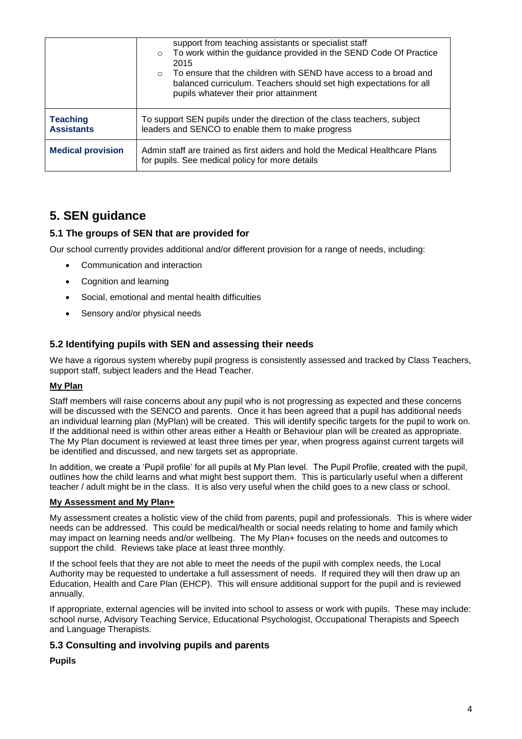| | |
|---|---|
| | support from teaching assistants or specialist staff<br>○ To work within the guidance provided in the SEND Code Of Practice 2015<br>○ To ensure that the children with SEND have access to a broad and balanced curriculum. Teachers should set high expectations for all pupils whatever their prior attainment |
| **Teaching Assistants** | To support SEN pupils under the direction of the class teachers, subject leaders and SENCO to enable them to make progress |
| **Medical provision** | Admin staff are trained as first aiders and hold the Medical Healthcare Plans for pupils. See medical policy for more details |

## 5. SEN guidance

### 5.1 The groups of SEN that are provided for

Our school currently provides additional and/or different provision for a range of needs, including:

- Communication and interaction
- Cognition and learning
- Social, emotional and mental health difficulties
- Sensory and/or physical needs

### 5.2 Identifying pupils with SEN and assessing their needs

We have a rigorous system whereby pupil progress is consistently assessed and tracked by Class Teachers, support staff, subject leaders and the Head Teacher.

**My Plan**

Staff members will raise concerns about any pupil who is not progressing as expected and these concerns will be discussed with the SENCO and parents. Once it has been agreed that a pupil has additional needs an individual learning plan (MyPlan) will be created. This will identify specific targets for the pupil to work on. If the additional need is within other areas either a Health or Behaviour plan will be created as appropriate. The My Plan document is reviewed at least three times per year, when progress against current targets will be identified and discussed, and new targets set as appropriate.

In addition, we create a 'Pupil profile' for all pupils at My Plan level. The Pupil Profile, created with the pupil, outlines how the child learns and what might best support them. This is particularly useful when a different teacher / adult might be in the class. It is also very useful when the child goes to a new class or school.

**My Assessment and My Plan+**

My assessment creates a holistic view of the child from parents, pupil and professionals. This is where wider needs can be addressed. This could be medical/health or social needs relating to home and family which may impact on learning needs and/or wellbeing. The My Plan+ focuses on the needs and outcomes to support the child. Reviews take place at least three monthly.

If the school feels that they are not able to meet the needs of the pupil with complex needs, the Local Authority may be requested to undertake a full assessment of needs. If required they will then draw up an Education, Health and Care Plan (EHCP). This will ensure additional support for the pupil and is reviewed annually.

If appropriate, external agencies will be invited into school to assess or work with pupils. These may include: school nurse, Advisory Teaching Service, Educational Psychologist, Occupational Therapists and Speech and Language Therapists.

### 5.3 Consulting and involving pupils and parents

**Pupils**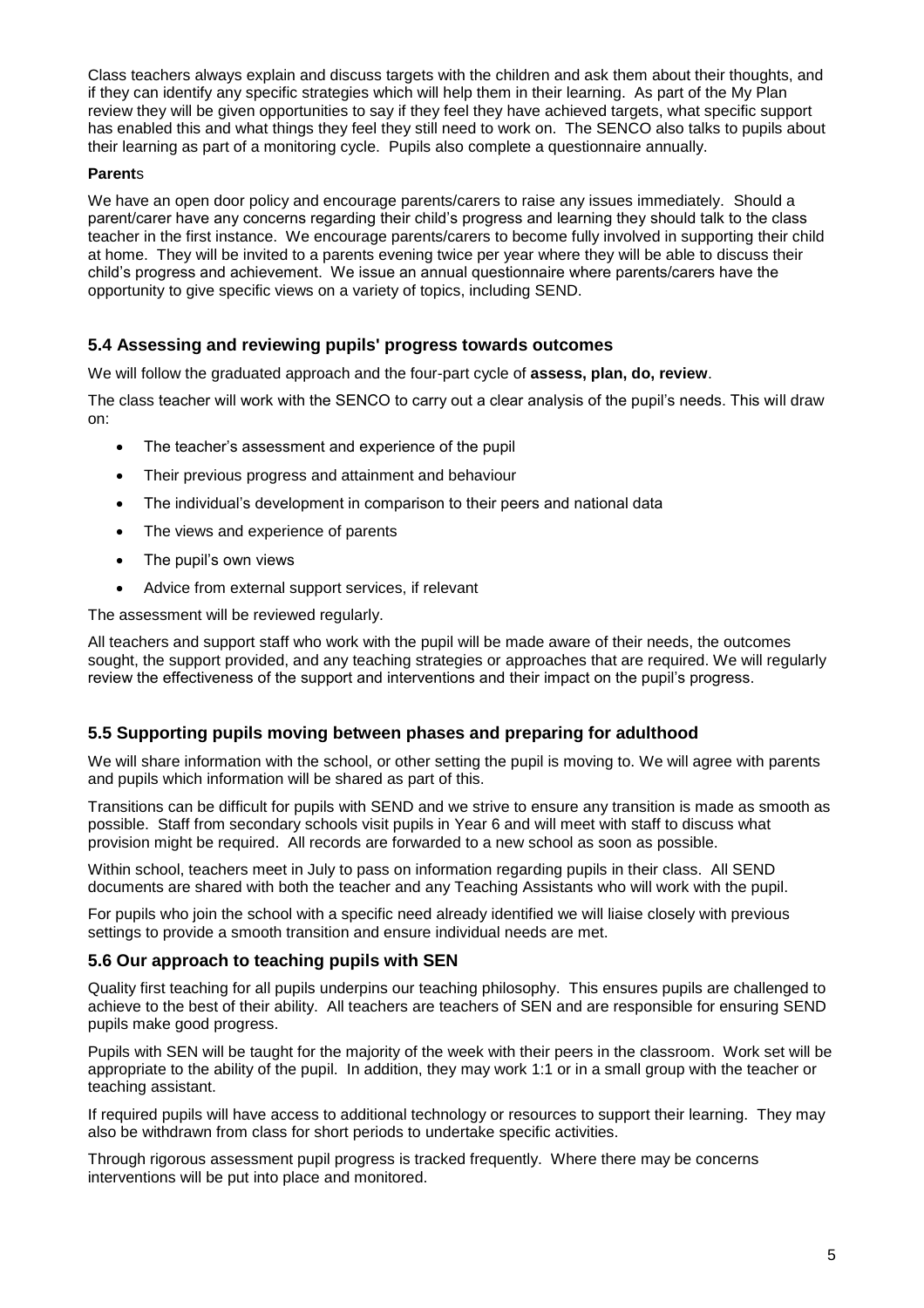Class teachers always explain and discuss targets with the children and ask them about their thoughts, and if they can identify any specific strategies which will help them in their learning. As part of the My Plan review they will be given opportunities to say if they feel they have achieved targets, what specific support has enabled this and what things they feel they still need to work on. The SENCO also talks to pupils about their learning as part of a monitoring cycle. Pupils also complete a questionnaire annually.

**Parent**s

We have an open door policy and encourage parents/carers to raise any issues immediately. Should a parent/carer have any concerns regarding their child's progress and learning they should talk to the class teacher in the first instance. We encourage parents/carers to become fully involved in supporting their child at home. They will be invited to a parents evening twice per year where they will be able to discuss their child's progress and achievement. We issue an annual questionnaire where parents/carers have the opportunity to give specific views on a variety of topics, including SEND.

### 5.4 Assessing and reviewing pupils' progress towards outcomes

We will follow the graduated approach and the four-part cycle of **assess, plan, do, review**.

The class teacher will work with the SENCO to carry out a clear analysis of the pupil's needs. This will draw on:

- The teacher's assessment and experience of the pupil
- Their previous progress and attainment and behaviour
- The individual's development in comparison to their peers and national data
- The views and experience of parents
- The pupil's own views
- Advice from external support services, if relevant

The assessment will be reviewed regularly.

All teachers and support staff who work with the pupil will be made aware of their needs, the outcomes sought, the support provided, and any teaching strategies or approaches that are required. We will regularly review the effectiveness of the support and interventions and their impact on the pupil's progress.

### 5.5 Supporting pupils moving between phases and preparing for adulthood

We will share information with the school, or other setting the pupil is moving to. We will agree with parents and pupils which information will be shared as part of this.

Transitions can be difficult for pupils with SEND and we strive to ensure any transition is made as smooth as possible. Staff from secondary schools visit pupils in Year 6 and will meet with staff to discuss what provision might be required. All records are forwarded to a new school as soon as possible.

Within school, teachers meet in July to pass on information regarding pupils in their class. All SEND documents are shared with both the teacher and any Teaching Assistants who will work with the pupil.

For pupils who join the school with a specific need already identified we will liaise closely with previous settings to provide a smooth transition and ensure individual needs are met.

### 5.6 Our approach to teaching pupils with SEN

Quality first teaching for all pupils underpins our teaching philosophy. This ensures pupils are challenged to achieve to the best of their ability. All teachers are teachers of SEN and are responsible for ensuring SEND pupils make good progress.

Pupils with SEN will be taught for the majority of the week with their peers in the classroom. Work set will be appropriate to the ability of the pupil. In addition, they may work 1:1 or in a small group with the teacher or teaching assistant.

If required pupils will have access to additional technology or resources to support their learning. They may also be withdrawn from class for short periods to undertake specific activities.

Through rigorous assessment pupil progress is tracked frequently. Where there may be concerns interventions will be put into place and monitored.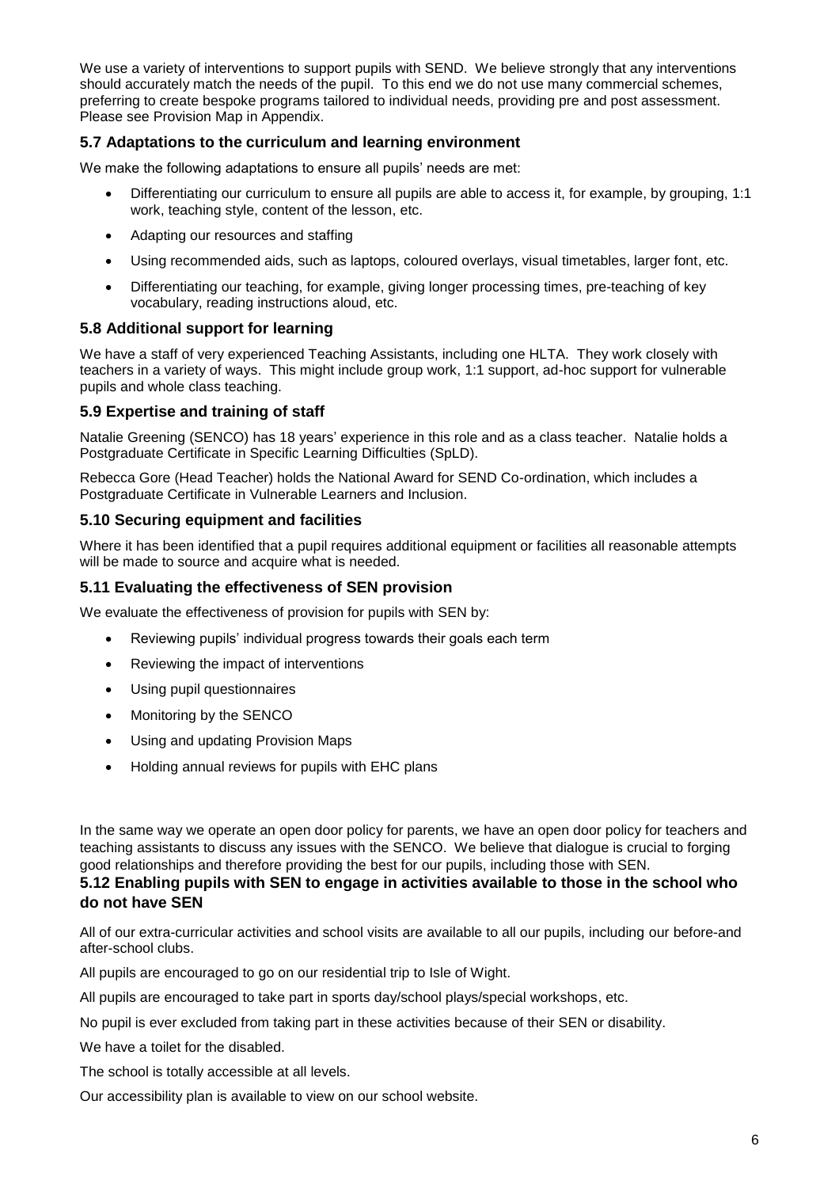We use a variety of interventions to support pupils with SEND. We believe strongly that any interventions should accurately match the needs of the pupil. To this end we do not use many commercial schemes, preferring to create bespoke programs tailored to individual needs, providing pre and post assessment. Please see Provision Map in Appendix.

### 5.7 Adaptations to the curriculum and learning environment

We make the following adaptations to ensure all pupils' needs are met:

- Differentiating our curriculum to ensure all pupils are able to access it, for example, by grouping, 1:1 work, teaching style, content of the lesson, etc.
- Adapting our resources and staffing
- Using recommended aids, such as laptops, coloured overlays, visual timetables, larger font, etc.
- Differentiating our teaching, for example, giving longer processing times, pre-teaching of key vocabulary, reading instructions aloud, etc.

### 5.8 Additional support for learning

We have a staff of very experienced Teaching Assistants, including one HLTA. They work closely with teachers in a variety of ways. This might include group work, 1:1 support, ad-hoc support for vulnerable pupils and whole class teaching.

### 5.9 Expertise and training of staff

Natalie Greening (SENCO) has 18 years' experience in this role and as a class teacher. Natalie holds a Postgraduate Certificate in Specific Learning Difficulties (SpLD).

Rebecca Gore (Head Teacher) holds the National Award for SEND Co-ordination, which includes a Postgraduate Certificate in Vulnerable Learners and Inclusion.

### 5.10 Securing equipment and facilities

Where it has been identified that a pupil requires additional equipment or facilities all reasonable attempts will be made to source and acquire what is needed.

### 5.11 Evaluating the effectiveness of SEN provision

We evaluate the effectiveness of provision for pupils with SEN by:

- Reviewing pupils' individual progress towards their goals each term
- Reviewing the impact of interventions
- Using pupil questionnaires
- Monitoring by the SENCO
- Using and updating Provision Maps
- Holding annual reviews for pupils with EHC plans

In the same way we operate an open door policy for parents, we have an open door policy for teachers and teaching assistants to discuss any issues with the SENCO. We believe that dialogue is crucial to forging good relationships and therefore providing the best for our pupils, including those with SEN.

### 5.12 Enabling pupils with SEN to engage in activities available to those in the school who do not have SEN

All of our extra-curricular activities and school visits are available to all our pupils, including our before-and after-school clubs.

All pupils are encouraged to go on our residential trip to Isle of Wight.

All pupils are encouraged to take part in sports day/school plays/special workshops, etc.

No pupil is ever excluded from taking part in these activities because of their SEN or disability.

We have a toilet for the disabled.

The school is totally accessible at all levels.

Our accessibility plan is available to view on our school website.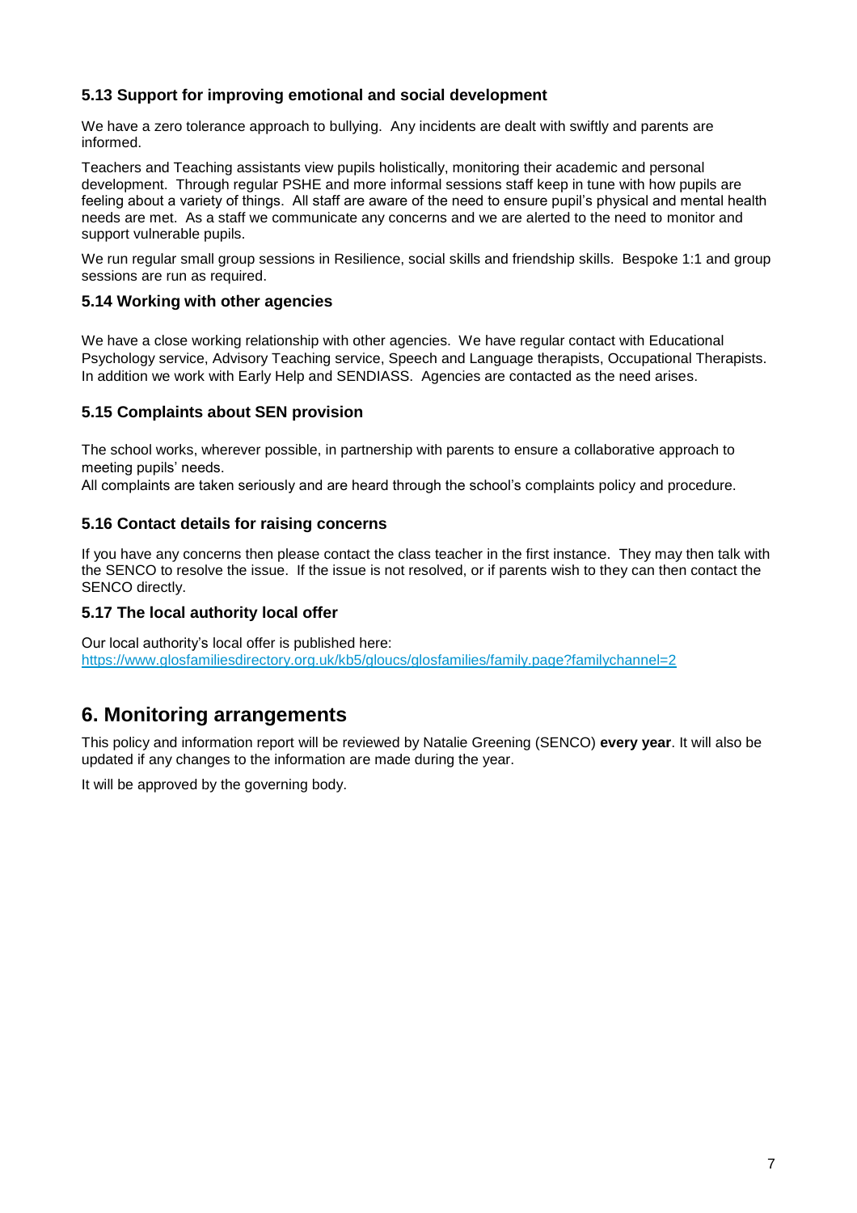### 5.13 Support for improving emotional and social development

We have a zero tolerance approach to bullying. Any incidents are dealt with swiftly and parents are informed.

Teachers and Teaching assistants view pupils holistically, monitoring their academic and personal development. Through regular PSHE and more informal sessions staff keep in tune with how pupils are feeling about a variety of things. All staff are aware of the need to ensure pupil's physical and mental health needs are met. As a staff we communicate any concerns and we are alerted to the need to monitor and support vulnerable pupils.

We run regular small group sessions in Resilience, social skills and friendship skills. Bespoke 1:1 and group sessions are run as required.

### 5.14 Working with other agencies

We have a close working relationship with other agencies. We have regular contact with Educational Psychology service, Advisory Teaching service, Speech and Language therapists, Occupational Therapists. In addition we work with Early Help and SENDIASS. Agencies are contacted as the need arises.

### 5.15 Complaints about SEN provision

The school works, wherever possible, in partnership with parents to ensure a collaborative approach to meeting pupils' needs.

All complaints are taken seriously and are heard through the school's complaints policy and procedure.

### 5.16 Contact details for raising concerns

If you have any concerns then please contact the class teacher in the first instance. They may then talk with the SENCO to resolve the issue. If the issue is not resolved, or if parents wish to they can then contact the SENCO directly.

### 5.17 The local authority local offer

Our local authority's local offer is published here:
https://www.glosfamiliesdirectory.org.uk/kb5/gloucs/glosfamilies/family.page?familychannel=2

## 6. Monitoring arrangements

This policy and information report will be reviewed by Natalie Greening (SENCO) **every year**. It will also be updated if any changes to the information are made during the year.

It will be approved by the governing body.